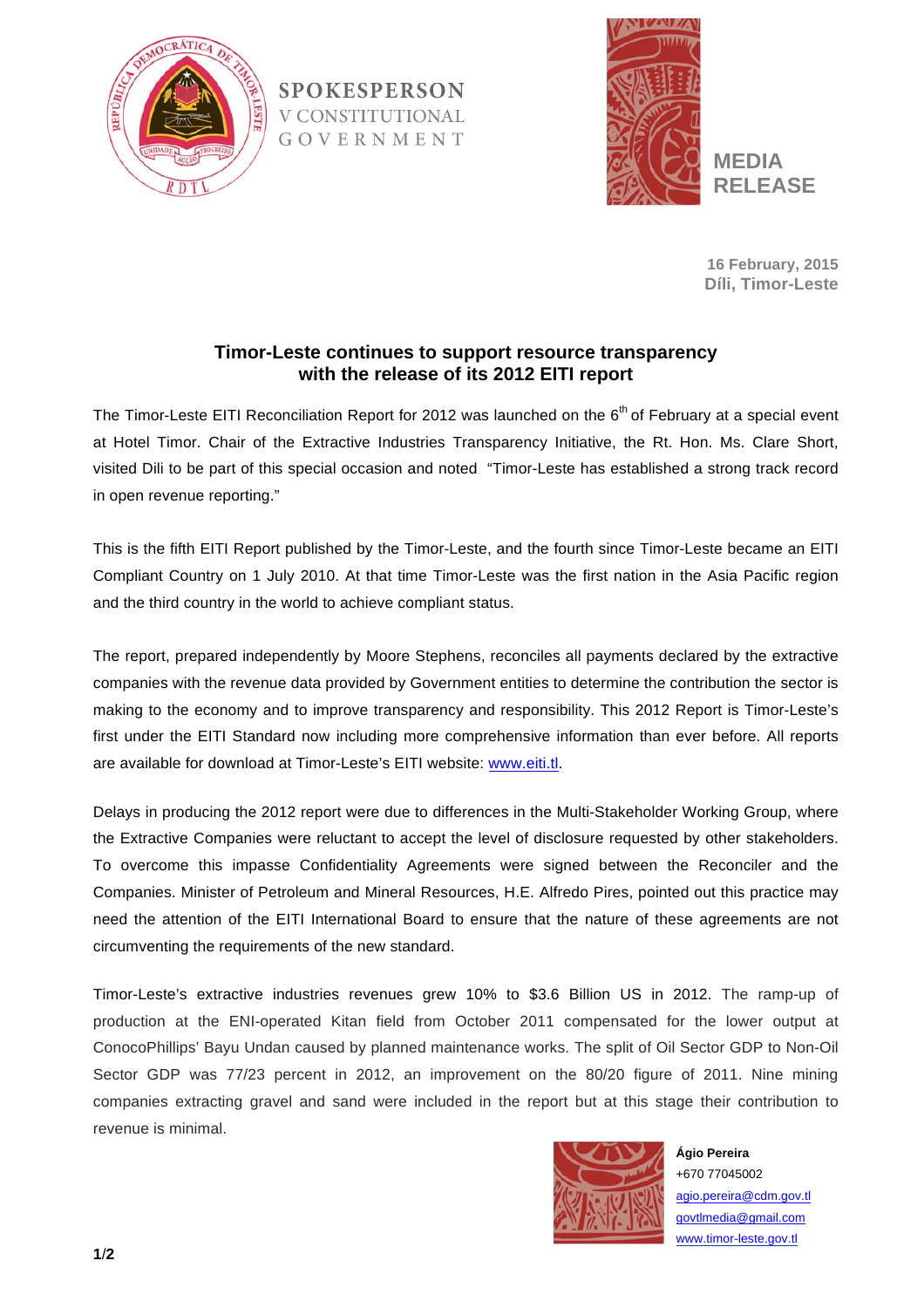**SPOKESPERSON**
V CONSTITUTIONAL
GOVERNMENT

**MEDIA RELEASE**

**16 February, 2015**
**Díli, Timor-Leste**

## Timor-Leste continues to support resource transparency with the release of its 2012 EITI report

The Timor-Leste EITI Reconciliation Report for 2012 was launched on the 6th of February at a special event at Hotel Timor. Chair of the Extractive Industries Transparency Initiative, the Rt. Hon. Ms. Clare Short, visited Dili to be part of this special occasion and noted "Timor-Leste has established a strong track record in open revenue reporting."

This is the fifth EITI Report published by the Timor-Leste, and the fourth since Timor-Leste became an EITI Compliant Country on 1 July 2010. At that time Timor-Leste was the first nation in the Asia Pacific region and the third country in the world to achieve compliant status.

The report, prepared independently by Moore Stephens, reconciles all payments declared by the extractive companies with the revenue data provided by Government entities to determine the contribution the sector is making to the economy and to improve transparency and responsibility. This 2012 Report is Timor-Leste's first under the EITI Standard now including more comprehensive information than ever before. All reports are available for download at Timor-Leste's EITI website: www.eiti.tl.

Delays in producing the 2012 report were due to differences in the Multi-Stakeholder Working Group, where the Extractive Companies were reluctant to accept the level of disclosure requested by other stakeholders. To overcome this impasse Confidentiality Agreements were signed between the Reconciler and the Companies. Minister of Petroleum and Mineral Resources, H.E. Alfredo Pires, pointed out this practice may need the attention of the EITI International Board to ensure that the nature of these agreements are not circumventing the requirements of the new standard.

Timor-Leste's extractive industries revenues grew 10% to $3.6 Billion US in 2012. The ramp-up of production at the ENI-operated Kitan field from October 2011 compensated for the lower output at ConocoPhillips' Bayu Undan caused by planned maintenance works. The split of Oil Sector GDP to Non-Oil Sector GDP was 77/23 percent in 2012, an improvement on the 80/20 figure of 2011. Nine mining companies extracting gravel and sand were included in the report but at this stage their contribution to revenue is minimal.

**Ágio Pereira**
+670 77045002
agio.pereira@cdm.gov.tl
govtlmedia@gmail.com
www.timor-leste.gov.tl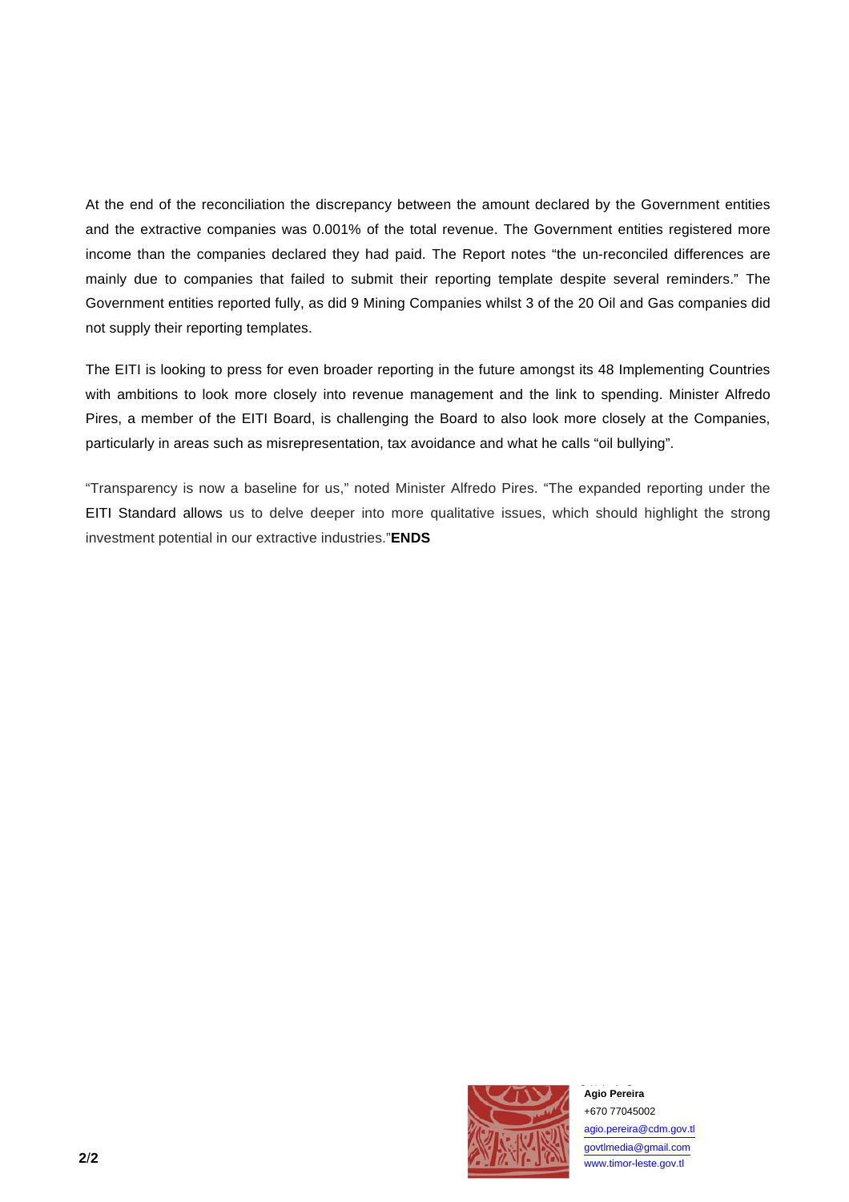At the end of the reconciliation the discrepancy between the amount declared by the Government entities and the extractive companies was 0.001% of the total revenue. The Government entities registered more income than the companies declared they had paid. The Report notes "the un-reconciled differences are mainly due to companies that failed to submit their reporting template despite several reminders." The Government entities reported fully, as did 9 Mining Companies whilst 3 of the 20 Oil and Gas companies did not supply their reporting templates.

The EITI is looking to press for even broader reporting in the future amongst its 48 Implementing Countries with ambitions to look more closely into revenue management and the link to spending. Minister Alfredo Pires, a member of the EITI Board, is challenging the Board to also look more closely at the Companies, particularly in areas such as misrepresentation, tax avoidance and what he calls "oil bullying".

"Transparency is now a baseline for us," noted Minister Alfredo Pires. "The expanded reporting under the EITI Standard allows us to delve deeper into more qualitative issues, which should highlight the strong investment potential in our extractive industries."**ENDS**

**Agio Pereira**
+670 77045002
agio.pereira@cdm.gov.tl
govtlmedia@gmail.com
www.timor-leste.gov.tl